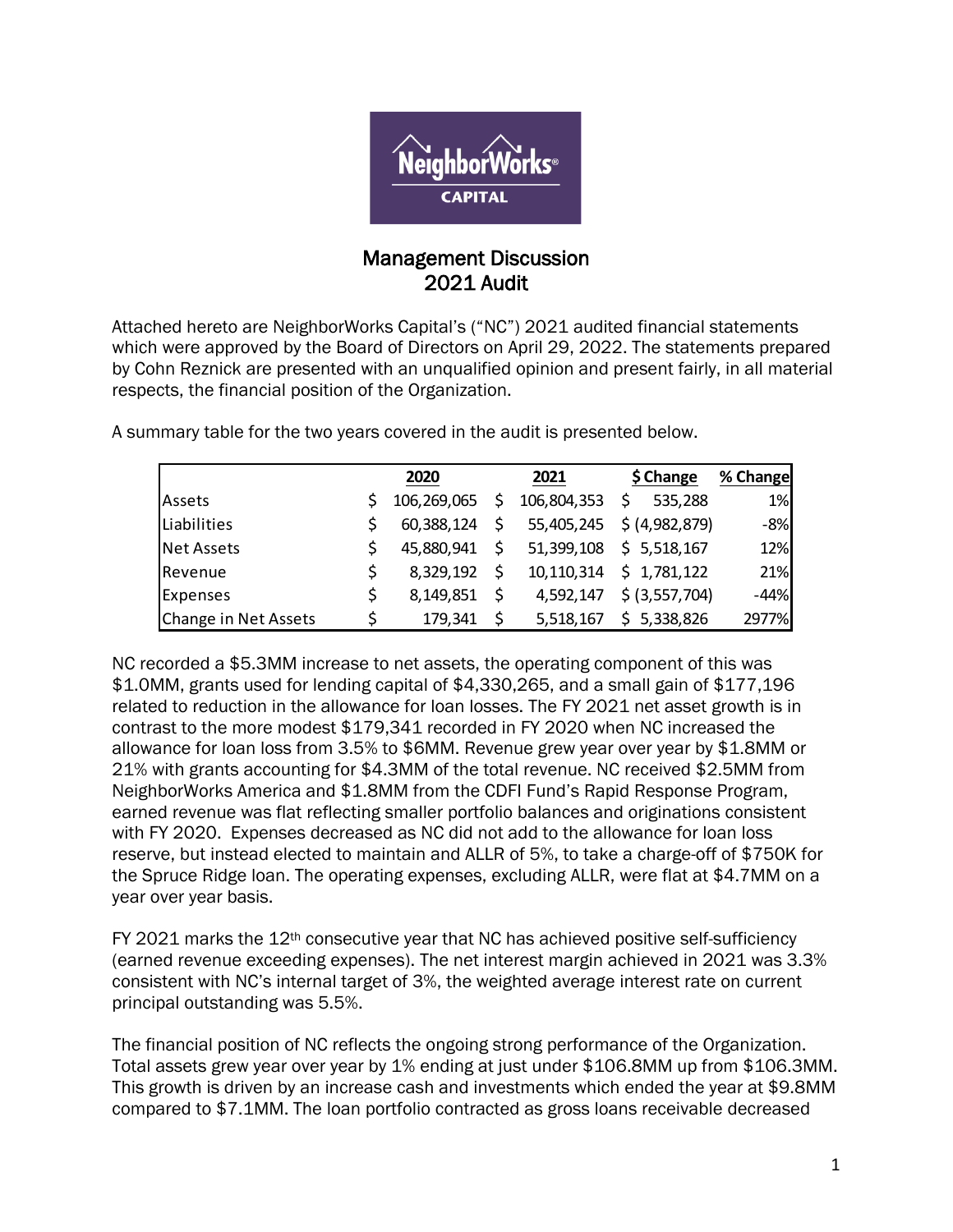# Management Discussion
## 2021 Audit

Attached hereto are NeighborWorks Capital's ("NC") 2021 audited financial statements which were approved by the Board of Directors on April 29, 2022. The statements prepared by Cohn Reznick are presented with an unqualified opinion and present fairly, in all material respects, the financial position of the Organization.

A summary table for the two years covered in the audit is presented below.

| | 2020 | 2021 | $ Change | % Change |
|---|---|---|---|---|
| Assets | $ 106,269,065 | $ 106,804,353 | $ 535,288 | 1% |
| Liabilities | $ 60,388,124 | $ 55,405,245 | $ (4,982,879) | -8% |
| Net Assets | $ 45,880,941 | $ 51,399,108 | $ 5,518,167 | 12% |
| Revenue | $ 8,329,192 | $ 10,110,314 | $ 1,781,122 | 21% |
| Expenses | $ 8,149,851 | $ 4,592,147 | $ (3,557,704) | -44% |
| Change in Net Assets | $ 179,341 | $ 5,518,167 | $ 5,338,826 | 2977% |

NC recorded a $5.3MM increase to net assets, the operating component of this was $1.0MM, grants used for lending capital of $4,330,265, and a small gain of $177,196 related to reduction in the allowance for loan losses. The FY 2021 net asset growth is in contrast to the more modest $179,341 recorded in FY 2020 when NC increased the allowance for loan loss from 3.5% to $6MM. Revenue grew year over year by $1.8MM or 21% with grants accounting for $4.3MM of the total revenue. NC received $2.5MM from NeighborWorks America and $1.8MM from the CDFI Fund's Rapid Response Program, earned revenue was flat reflecting smaller portfolio balances and originations consistent with FY 2020. Expenses decreased as NC did not add to the allowance for loan loss reserve, but instead elected to maintain and ALLR of 5%, to take a charge-off of $750K for the Spruce Ridge loan. The operating expenses, excluding ALLR, were flat at $4.7MM on a year over year basis.

FY 2021 marks the 12th consecutive year that NC has achieved positive self-sufficiency (earned revenue exceeding expenses). The net interest margin achieved in 2021 was 3.3% consistent with NC's internal target of 3%, the weighted average interest rate on current principal outstanding was 5.5%.

The financial position of NC reflects the ongoing strong performance of the Organization. Total assets grew year over year by 1% ending at just under $106.8MM up from $106.3MM. This growth is driven by an increase cash and investments which ended the year at $9.8MM compared to $7.1MM. The loan portfolio contracted as gross loans receivable decreased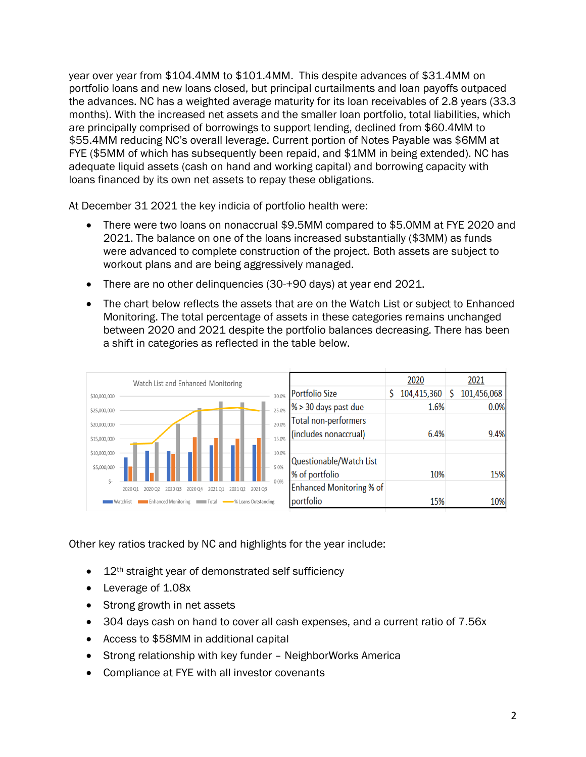year over year from $104.4MM to $101.4MM. This despite advances of $31.4MM on portfolio loans and new loans closed, but principal curtailments and loan payoffs outpaced the advances. NC has a weighted average maturity for its loan receivables of 2.8 years (33.3 months). With the increased net assets and the smaller loan portfolio, total liabilities, which are principally comprised of borrowings to support lending, declined from $60.4MM to $55.4MM reducing NC's overall leverage. Current portion of Notes Payable was $6MM at FYE ($5MM of which has subsequently been repaid, and $1MM in being extended). NC has adequate liquid assets (cash on hand and working capital) and borrowing capacity with loans financed by its own net assets to repay these obligations.

At December 31 2021 the key indicia of portfolio health were:

- There were two loans on nonaccrual $9.5MM compared to $5.0MM at FYE 2020 and 2021. The balance on one of the loans increased substantially ($3MM) as funds were advanced to complete construction of the project. Both assets are subject to workout plans and are being aggressively managed.
- There are no other delinquencies (30-+90 days) at year end 2021.
- The chart below reflects the assets that are on the Watch List or subject to Enhanced Monitoring. The total percentage of assets in these categories remains unchanged between 2020 and 2021 despite the portfolio balances decreasing. There has been a shift in categories as reflected in the table below.

Watch List and Enhanced Monitoring

$30,000,000
$25,000,000
$20,000,000
$15,000,000
$10,000,000
$5,000,000
$-

30.0%
25.0%
20.0%
15.0%
10.0%
5.0%
0.0%

2020 Q1 2020 Q2 2020 Q3 2020 Q4 2021 Q1 2021 Q2 2021 Q3

Watchlist Enhanced Monitoring Total % Loans Outstanding

| | 2020 | 2021 |
|---|---|---|
| Portfolio Size | $ 104,415,360 | $ 101,456,068 |
| % > 30 days past due | 1.6% | 0.0% |
| Total non-performers (includes nonaccrual) | 6.4% | 9.4% |
| | | |
| Questionable/Watch List % of portfolio | 10% | 15% |
| Enhanced Monitoring % of portfolio | 15% | 10% |

Other key ratios tracked by NC and highlights for the year include:

- 12th straight year of demonstrated self sufficiency
- Leverage of 1.08x
- Strong growth in net assets
- 304 days cash on hand to cover all cash expenses, and a current ratio of 7.56x
- Access to $58MM in additional capital
- Strong relationship with key funder – NeighborWorks America
- Compliance at FYE with all investor covenants